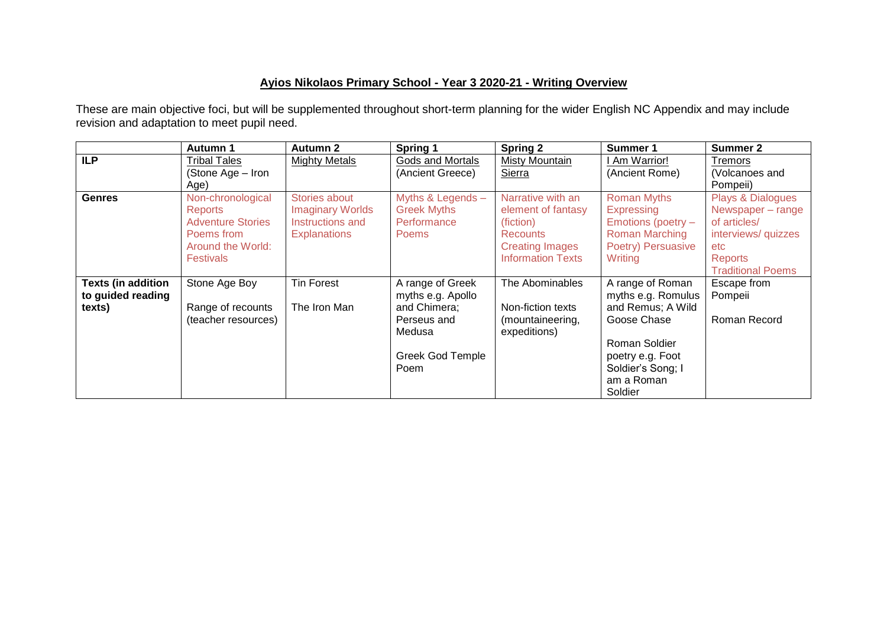## **Ayios Nikolaos Primary School - Year 3 2020-21 - Writing Overview**

These are main objective foci, but will be supplemented throughout short-term planning for the wider English NC Appendix and may include revision and adaptation to meet pupil need.

| | Autumn 1 | Autumn 2 | Spring 1 | Spring 2 | Summer 1 | Summer 2 |
|---|---|---|---|---|---|---|
| **ILP** | Tribal Tales (Stone Age – Iron Age) | Mighty Metals | Gods and Mortals (Ancient Greece) | Misty Mountain Sierra | I Am Warrior! (Ancient Rome) | Tremors (Volcanoes and Pompeii) |
| **Genres** | Non-chronological Reports<br>Adventure Stories<br>Poems from Around the World: Festivals | Stories about Imaginary Worlds<br>Instructions and Explanations | Myths & Legends – Greek Myths<br>Performance Poems | Narrative with an element of fantasy (fiction)<br>Recounts<br>Creating Images<br>Information Texts | Roman Myths<br>Expressing Emotions (poetry – Roman Marching Poetry) Persuasive Writing | Plays & Dialogues<br>Newspaper – range of articles/ interviews/ quizzes etc<br>Reports<br>Traditional Poems |
| **Texts (in addition to guided reading texts)** | Stone Age Boy<br><br>Range of recounts (teacher resources) | Tin Forest<br><br>The Iron Man | A range of Greek myths e.g. Apollo and Chimera; Perseus and Medusa<br><br>Greek God Temple Poem | The Abominables<br><br>Non-fiction texts (mountaineering, expeditions) | A range of Roman myths e.g. Romulus and Remus; A Wild Goose Chase<br><br>Roman Soldier poetry e.g. Foot Soldier's Song; I am a Roman Soldier | Escape from Pompeii<br><br>Roman Record |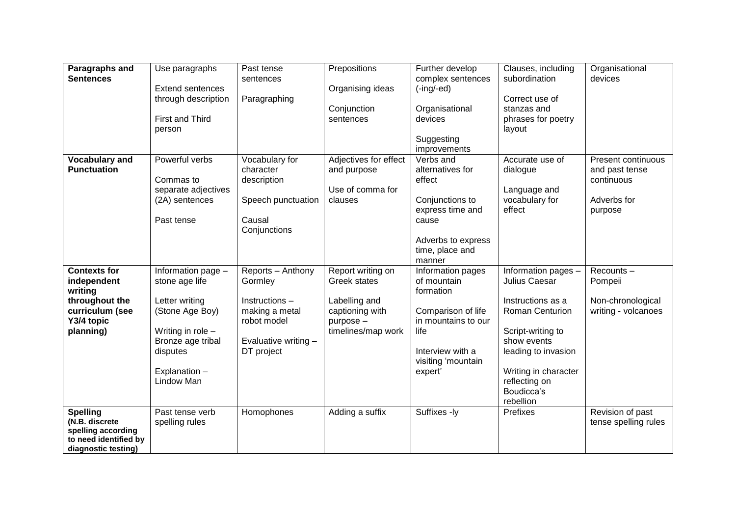| | | | | | | |
|---|---|---|---|---|---|---|
| **Paragraphs and Sentences** | Use paragraphs<br><br>Extend sentences through description<br><br>First and Third person | Past tense sentences<br><br>Paragraphing | Prepositions<br><br>Organising ideas<br><br>Conjunction sentences | Further develop complex sentences (-ing/-ed)<br><br>Organisational devices<br><br>Suggesting improvements | Clauses, including subordination<br><br>Correct use of stanzas and phrases for poetry layout | Organisational devices |
| **Vocabulary and Punctuation** | Powerful verbs<br><br>Commas to separate adjectives (2A) sentences<br><br>Past tense | Vocabulary for character description<br><br>Speech punctuation<br><br>Causal Conjunctions | Adjectives for effect and purpose<br><br>Use of comma for clauses | Verbs and alternatives for effect<br><br>Conjunctions to express time and cause<br><br>Adverbs to express time, place and manner | Accurate use of dialogue<br><br>Language and vocabulary for effect | Present continuous and past tense continuous<br><br>Adverbs for purpose |
| **Contexts for independent writing throughout the curriculum (see Y3/4 topic planning)** | Information page – stone age life<br><br>Letter writing (Stone Age Boy)<br><br>Writing in role – Bronze age tribal disputes<br><br>Explanation – Lindow Man | Reports – Anthony Gormley<br><br>Instructions – making a metal robot model<br><br>Evaluative writing – DT project | Report writing on Greek states<br><br>Labelling and captioning with purpose – timelines/map work | Information pages of mountain formation<br><br>Comparison of life in mountains to our life<br><br>Interview with a visiting 'mountain expert' | Information pages – Julius Caesar<br><br>Instructions as a Roman Centurion<br><br>Script-writing to show events leading to invasion<br><br>Writing in character reflecting on Boudicca's rebellion | Recounts – Pompeii<br><br>Non-chronological writing - volcanoes |
| **Spelling (N.B. discrete spelling according to need identified by diagnostic testing)** | Past tense verb spelling rules | Homophones | Adding a suffix | Suffixes -ly | Prefixes | Revision of past tense spelling rules |